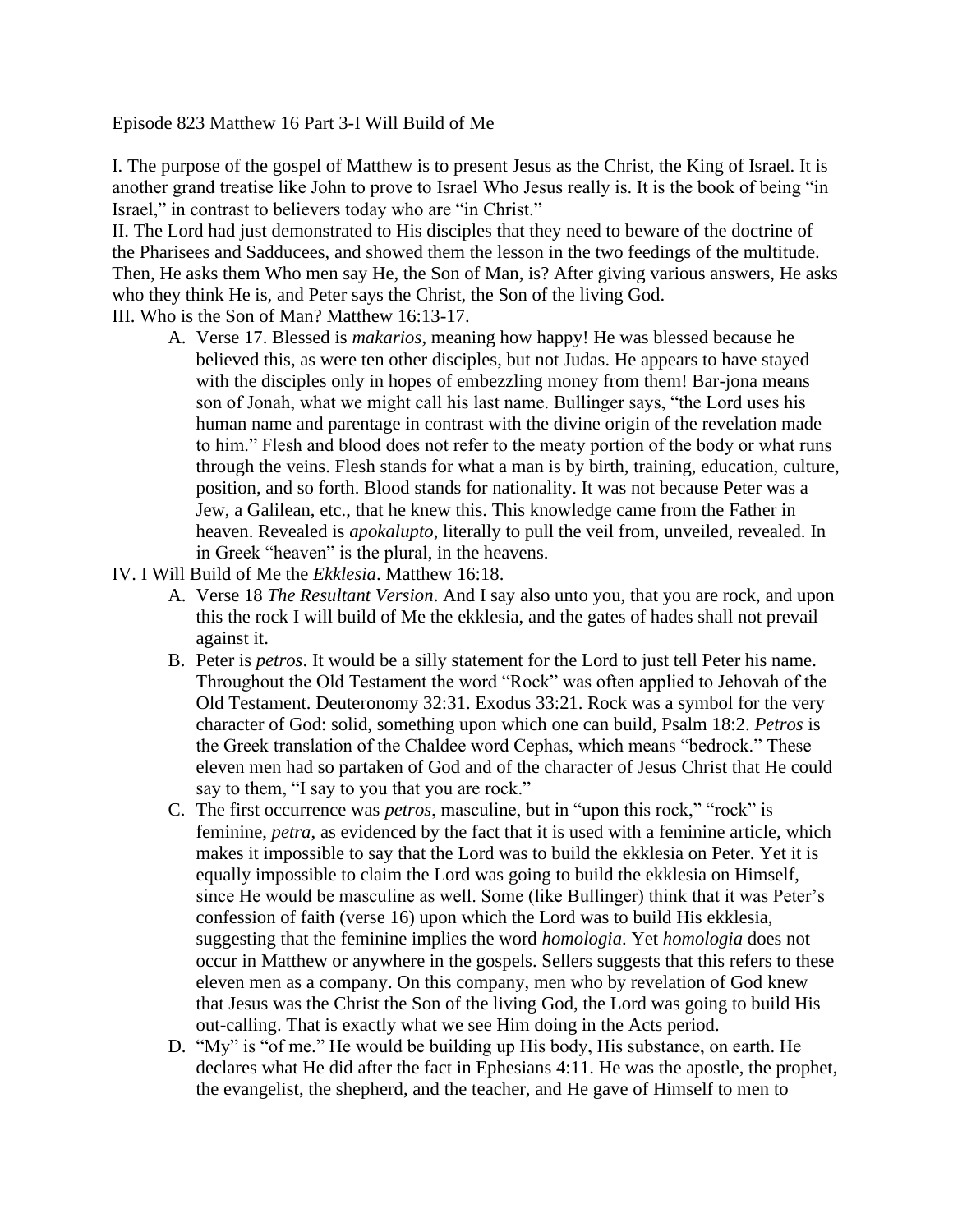Episode 823 Matthew 16 Part 3-I Will Build of Me

I. The purpose of the gospel of Matthew is to present Jesus as the Christ, the King of Israel. It is another grand treatise like John to prove to Israel Who Jesus really is. It is the book of being "in Israel," in contrast to believers today who are "in Christ."

II. The Lord had just demonstrated to His disciples that they need to beware of the doctrine of the Pharisees and Sadducees, and showed them the lesson in the two feedings of the multitude. Then, He asks them Who men say He, the Son of Man, is? After giving various answers, He asks who they think He is, and Peter says the Christ, the Son of the living God.

III. Who is the Son of Man? Matthew 16:13-17.

- A. Verse 17. Blessed is *makarios*, meaning how happy! He was blessed because he believed this, as were ten other disciples, but not Judas. He appears to have stayed with the disciples only in hopes of embezzling money from them! Bar-jona means son of Jonah, what we might call his last name. Bullinger says, "the Lord uses his human name and parentage in contrast with the divine origin of the revelation made to him." Flesh and blood does not refer to the meaty portion of the body or what runs through the veins. Flesh stands for what a man is by birth, training, education, culture, position, and so forth. Blood stands for nationality. It was not because Peter was a Jew, a Galilean, etc., that he knew this. This knowledge came from the Father in heaven. Revealed is *apokalupto*, literally to pull the veil from, unveiled, revealed. In in Greek "heaven" is the plural, in the heavens.

IV. I Will Build of Me the *Ekklesia*. Matthew 16:18.

- A. Verse 18 *The Resultant Version*. And I say also unto you, that you are rock, and upon this the rock I will build of Me the ekklesia, and the gates of hades shall not prevail against it.
- B. Peter is *petros*. It would be a silly statement for the Lord to just tell Peter his name. Throughout the Old Testament the word "Rock" was often applied to Jehovah of the Old Testament. Deuteronomy 32:31. Exodus 33:21. Rock was a symbol for the very character of God: solid, something upon which one can build, Psalm 18:2. *Petros* is the Greek translation of the Chaldee word Cephas, which means "bedrock." These eleven men had so partaken of God and of the character of Jesus Christ that He could say to them, "I say to you that you are rock."
- C. The first occurrence was *petros*, masculine, but in "upon this rock," "rock" is feminine, *petra*, as evidenced by the fact that it is used with a feminine article, which makes it impossible to say that the Lord was to build the ekklesia on Peter. Yet it is equally impossible to claim the Lord was going to build the ekklesia on Himself, since He would be masculine as well. Some (like Bullinger) think that it was Peter's confession of faith (verse 16) upon which the Lord was to build His ekklesia, suggesting that the feminine implies the word *homologia*. Yet *homologia* does not occur in Matthew or anywhere in the gospels. Sellers suggests that this refers to these eleven men as a company. On this company, men who by revelation of God knew that Jesus was the Christ the Son of the living God, the Lord was going to build His out-calling. That is exactly what we see Him doing in the Acts period.
- D. "My" is "of me." He would be building up His body, His substance, on earth. He declares what He did after the fact in Ephesians 4:11. He was the apostle, the prophet, the evangelist, the shepherd, and the teacher, and He gave of Himself to men to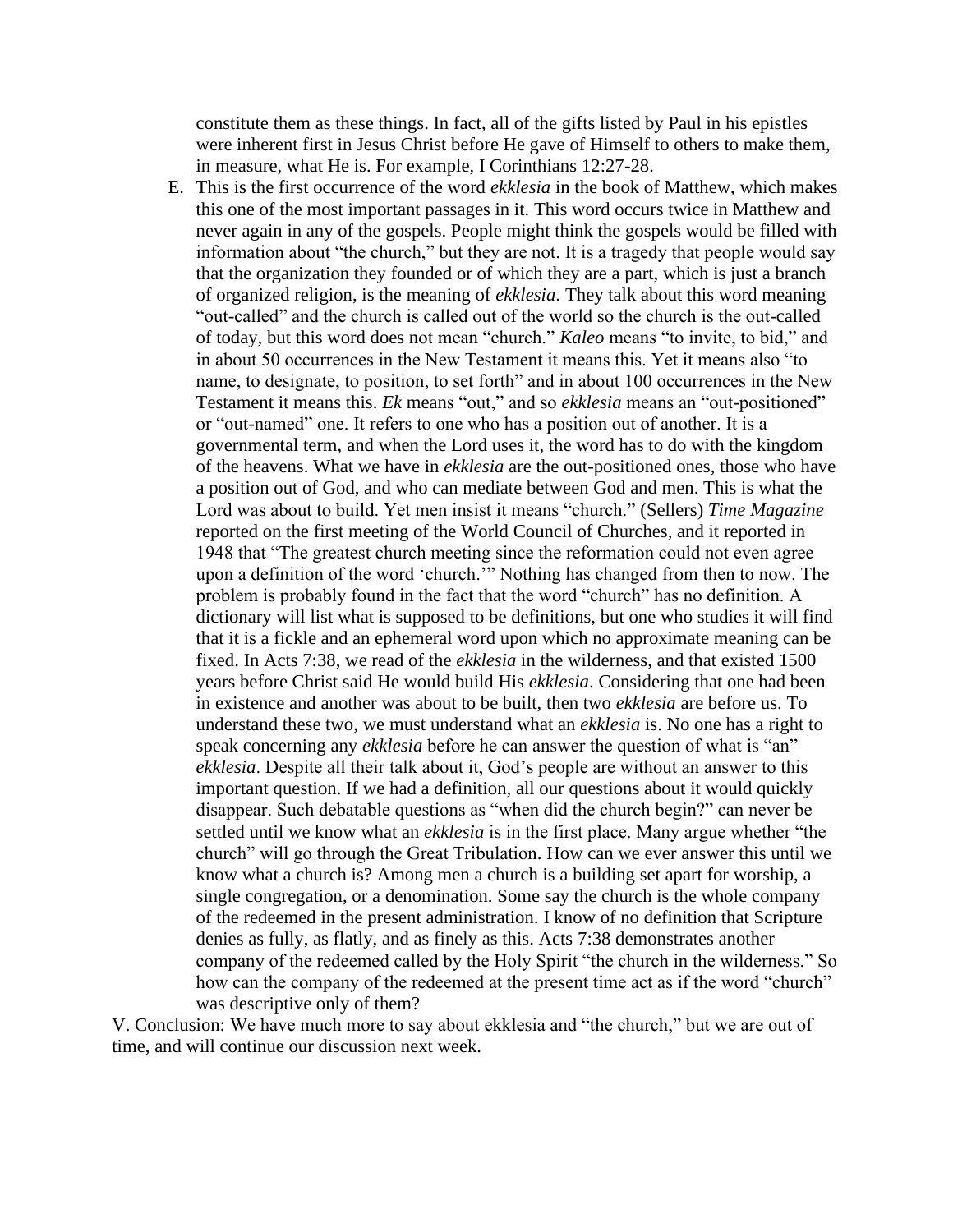constitute them as these things. In fact, all of the gifts listed by Paul in his epistles were inherent first in Jesus Christ before He gave of Himself to others to make them, in measure, what He is. For example, I Corinthians 12:27-28.

E. This is the first occurrence of the word *ekklesia* in the book of Matthew, which makes this one of the most important passages in it. This word occurs twice in Matthew and never again in any of the gospels. People might think the gospels would be filled with information about "the church," but they are not. It is a tragedy that people would say that the organization they founded or of which they are a part, which is just a branch of organized religion, is the meaning of *ekklesia*. They talk about this word meaning "out-called" and the church is called out of the world so the church is the out-called of today, but this word does not mean "church." *Kaleo* means "to invite, to bid," and in about 50 occurrences in the New Testament it means this. Yet it means also "to name, to designate, to position, to set forth" and in about 100 occurrences in the New Testament it means this. *Ek* means "out," and so *ekklesia* means an "out-positioned" or "out-named" one. It refers to one who has a position out of another. It is a governmental term, and when the Lord uses it, the word has to do with the kingdom of the heavens. What we have in *ekklesia* are the out-positioned ones, those who have a position out of God, and who can mediate between God and men. This is what the Lord was about to build. Yet men insist it means "church." (Sellers) *Time Magazine* reported on the first meeting of the World Council of Churches, and it reported in 1948 that "The greatest church meeting since the reformation could not even agree upon a definition of the word 'church.'" Nothing has changed from then to now. The problem is probably found in the fact that the word "church" has no definition. A dictionary will list what is supposed to be definitions, but one who studies it will find that it is a fickle and an ephemeral word upon which no approximate meaning can be fixed. In Acts 7:38, we read of the *ekklesia* in the wilderness, and that existed 1500 years before Christ said He would build His *ekklesia*. Considering that one had been in existence and another was about to be built, then two *ekklesia* are before us. To understand these two, we must understand what an *ekklesia* is. No one has a right to speak concerning any *ekklesia* before he can answer the question of what is "an" *ekklesia*. Despite all their talk about it, God's people are without an answer to this important question. If we had a definition, all our questions about it would quickly disappear. Such debatable questions as "when did the church begin?" can never be settled until we know what an *ekklesia* is in the first place. Many argue whether "the church" will go through the Great Tribulation. How can we ever answer this until we know what a church is? Among men a church is a building set apart for worship, a single congregation, or a denomination. Some say the church is the whole company of the redeemed in the present administration. I know of no definition that Scripture denies as fully, as flatly, and as finely as this. Acts 7:38 demonstrates another company of the redeemed called by the Holy Spirit "the church in the wilderness." So how can the company of the redeemed at the present time act as if the word "church" was descriptive only of them?

V. Conclusion: We have much more to say about ekklesia and "the church," but we are out of time, and will continue our discussion next week.